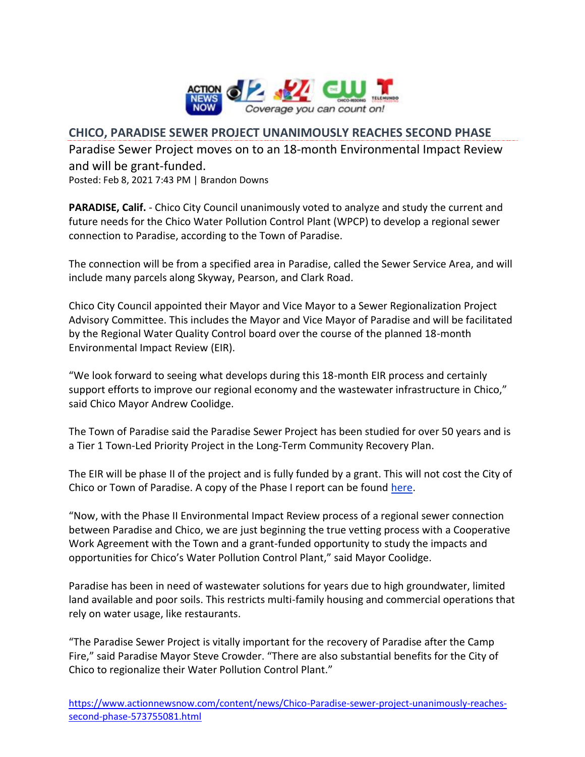## CHICO, PARADISE SEWER PROJECT UNANIMOUSLY REACHES SECOND PHASE

Paradise Sewer Project moves on to an 18-month Environmental Impact Review and will be grant-funded.

Posted: Feb 8, 2021 7:43 PM | Brandon Downs

**PARADISE, Calif.** - Chico City Council unanimously voted to analyze and study the current and future needs for the Chico Water Pollution Control Plant (WPCP) to develop a regional sewer connection to Paradise, according to the Town of Paradise.

The connection will be from a specified area in Paradise, called the Sewer Service Area, and will include many parcels along Skyway, Pearson, and Clark Road.

Chico City Council appointed their Mayor and Vice Mayor to a Sewer Regionalization Project Advisory Committee. This includes the Mayor and Vice Mayor of Paradise and will be facilitated by the Regional Water Quality Control board over the course of the planned 18-month Environmental Impact Review (EIR).

"We look forward to seeing what develops during this 18-month EIR process and certainly support efforts to improve our regional economy and the wastewater infrastructure in Chico," said Chico Mayor Andrew Coolidge.

The Town of Paradise said the Paradise Sewer Project has been studied for over 50 years and is a Tier 1 Town-Led Priority Project in the Long-Term Community Recovery Plan.

The EIR will be phase II of the project and is fully funded by a grant. This will not cost the City of Chico or Town of Paradise. A copy of the Phase I report can be found here.

"Now, with the Phase II Environmental Impact Review process of a regional sewer connection between Paradise and Chico, we are just beginning the true vetting process with a Cooperative Work Agreement with the Town and a grant-funded opportunity to study the impacts and opportunities for Chico's Water Pollution Control Plant," said Mayor Coolidge.

Paradise has been in need of wastewater solutions for years due to high groundwater, limited land available and poor soils. This restricts multi-family housing and commercial operations that rely on water usage, like restaurants.

"The Paradise Sewer Project is vitally important for the recovery of Paradise after the Camp Fire," said Paradise Mayor Steve Crowder. "There are also substantial benefits for the City of Chico to regionalize their Water Pollution Control Plant."

https://www.actionnewsnow.com/content/news/Chico-Paradise-sewer-project-unanimously-reaches-second-phase-573755081.html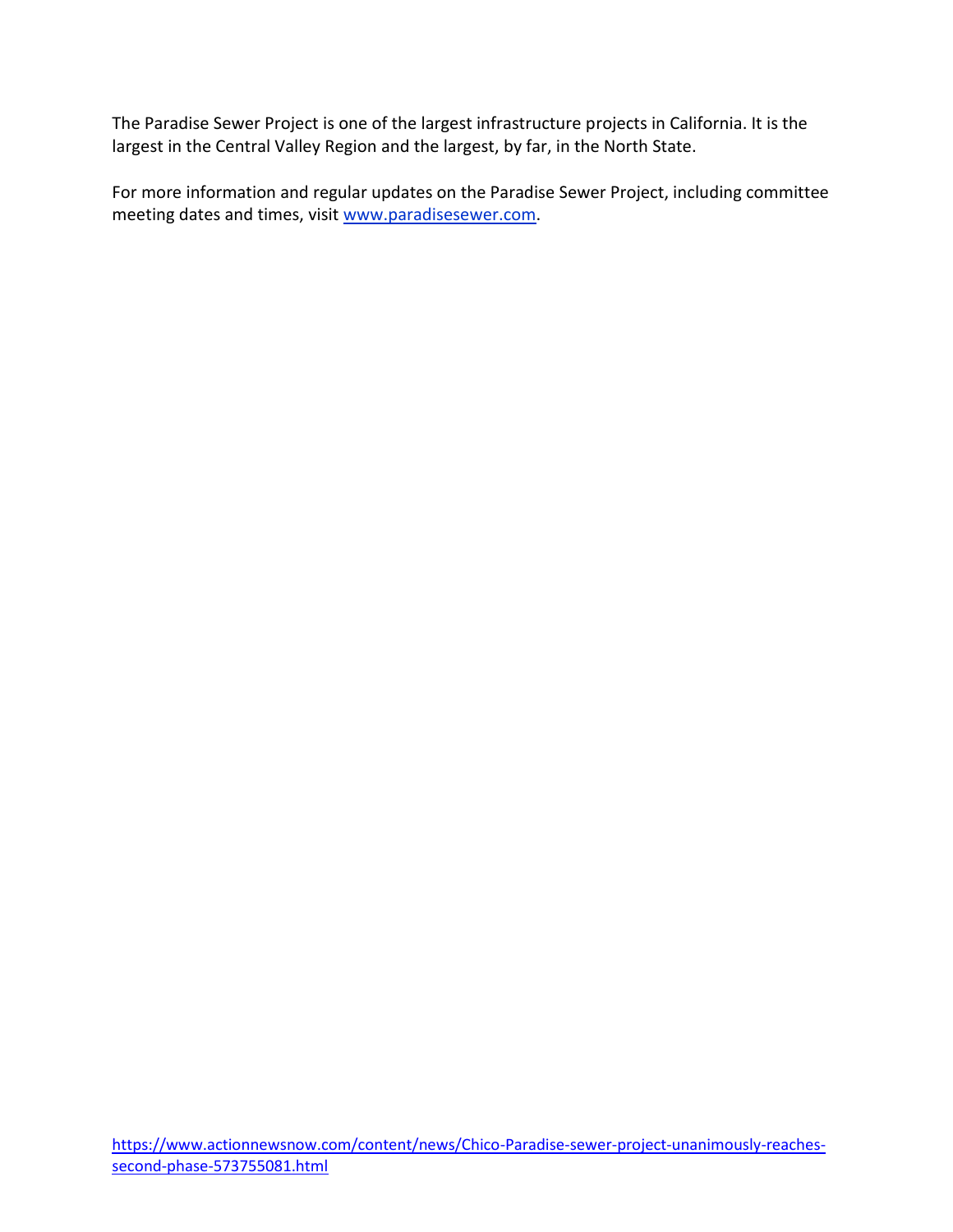The Paradise Sewer Project is one of the largest infrastructure projects in California. It is the largest in the Central Valley Region and the largest, by far, in the North State.

For more information and regular updates on the Paradise Sewer Project, including committee meeting dates and times, visit [www.paradisesewer.com](http://www.paradisesewer.com).

[https://www.actionnewsnow.com/content/news/Chico-Paradise-sewer-project-unanimously-reaches-second-phase-573755081.html](https://www.actionnewsnow.com/content/news/Chico-Paradise-sewer-project-unanimously-reaches-second-phase-573755081.html)